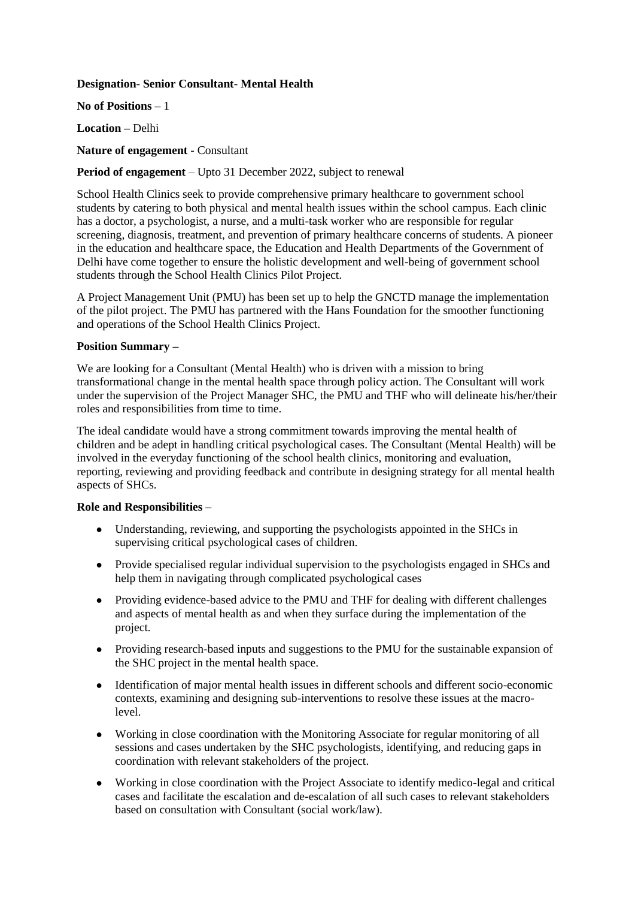**Designation- Senior Consultant- Mental Health**

**No of Positions –** 1

**Location –** Delhi

**Nature of engagement** - Consultant

**Period of engagement** – Upto 31 December 2022, subject to renewal

School Health Clinics seek to provide comprehensive primary healthcare to government school students by catering to both physical and mental health issues within the school campus. Each clinic has a doctor, a psychologist, a nurse, and a multi-task worker who are responsible for regular screening, diagnosis, treatment, and prevention of primary healthcare concerns of students. A pioneer in the education and healthcare space, the Education and Health Departments of the Government of Delhi have come together to ensure the holistic development and well-being of government school students through the School Health Clinics Pilot Project.

A Project Management Unit (PMU) has been set up to help the GNCTD manage the implementation of the pilot project. The PMU has partnered with the Hans Foundation for the smoother functioning and operations of the School Health Clinics Project.

**Position Summary –**

We are looking for a Consultant (Mental Health) who is driven with a mission to bring transformational change in the mental health space through policy action. The Consultant will work under the supervision of the Project Manager SHC, the PMU and THF who will delineate his/her/their roles and responsibilities from time to time.

The ideal candidate would have a strong commitment towards improving the mental health of children and be adept in handling critical psychological cases. The Consultant (Mental Health) will be involved in the everyday functioning of the school health clinics, monitoring and evaluation, reporting, reviewing and providing feedback and contribute in designing strategy for all mental health aspects of SHCs.

**Role and Responsibilities –**

- Understanding, reviewing, and supporting the psychologists appointed in the SHCs in supervising critical psychological cases of children.
- Provide specialised regular individual supervision to the psychologists engaged in SHCs and help them in navigating through complicated psychological cases
- Providing evidence-based advice to the PMU and THF for dealing with different challenges and aspects of mental health as and when they surface during the implementation of the project.
- Providing research-based inputs and suggestions to the PMU for the sustainable expansion of the SHC project in the mental health space.
- Identification of major mental health issues in different schools and different socio-economic contexts, examining and designing sub-interventions to resolve these issues at the macro-level.
- Working in close coordination with the Monitoring Associate for regular monitoring of all sessions and cases undertaken by the SHC psychologists, identifying, and reducing gaps in coordination with relevant stakeholders of the project.
- Working in close coordination with the Project Associate to identify medico-legal and critical cases and facilitate the escalation and de-escalation of all such cases to relevant stakeholders based on consultation with Consultant (social work/law).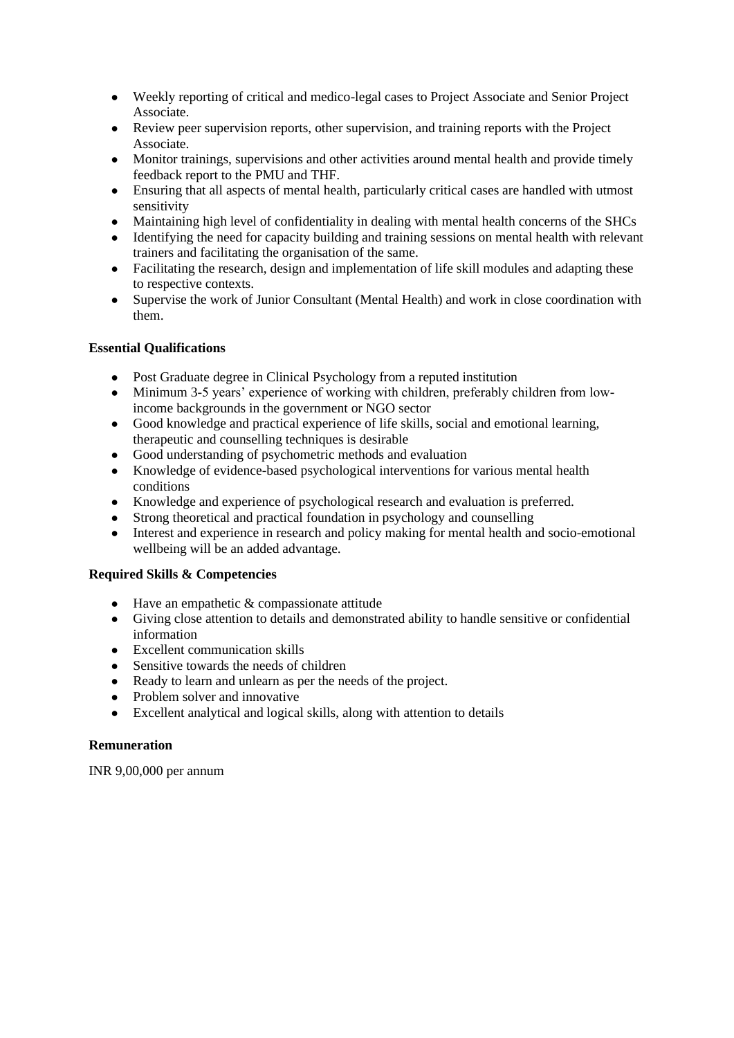- Weekly reporting of critical and medico-legal cases to Project Associate and Senior Project Associate.
- Review peer supervision reports, other supervision, and training reports with the Project Associate.
- Monitor trainings, supervisions and other activities around mental health and provide timely feedback report to the PMU and THF.
- Ensuring that all aspects of mental health, particularly critical cases are handled with utmost sensitivity
- Maintaining high level of confidentiality in dealing with mental health concerns of the SHCs
- Identifying the need for capacity building and training sessions on mental health with relevant trainers and facilitating the organisation of the same.
- Facilitating the research, design and implementation of life skill modules and adapting these to respective contexts.
- Supervise the work of Junior Consultant (Mental Health) and work in close coordination with them.

**Essential Qualifications**

- Post Graduate degree in Clinical Psychology from a reputed institution
- Minimum 3-5 years' experience of working with children, preferably children from low-income backgrounds in the government or NGO sector
- Good knowledge and practical experience of life skills, social and emotional learning, therapeutic and counselling techniques is desirable
- Good understanding of psychometric methods and evaluation
- Knowledge of evidence-based psychological interventions for various mental health conditions
- Knowledge and experience of psychological research and evaluation is preferred.
- Strong theoretical and practical foundation in psychology and counselling
- Interest and experience in research and policy making for mental health and socio-emotional wellbeing will be an added advantage.

**Required Skills & Competencies**

- Have an empathetic & compassionate attitude
- Giving close attention to details and demonstrated ability to handle sensitive or confidential information
- Excellent communication skills
- Sensitive towards the needs of children
- Ready to learn and unlearn as per the needs of the project.
- Problem solver and innovative
- Excellent analytical and logical skills, along with attention to details

**Remuneration**

INR 9,00,000 per annum